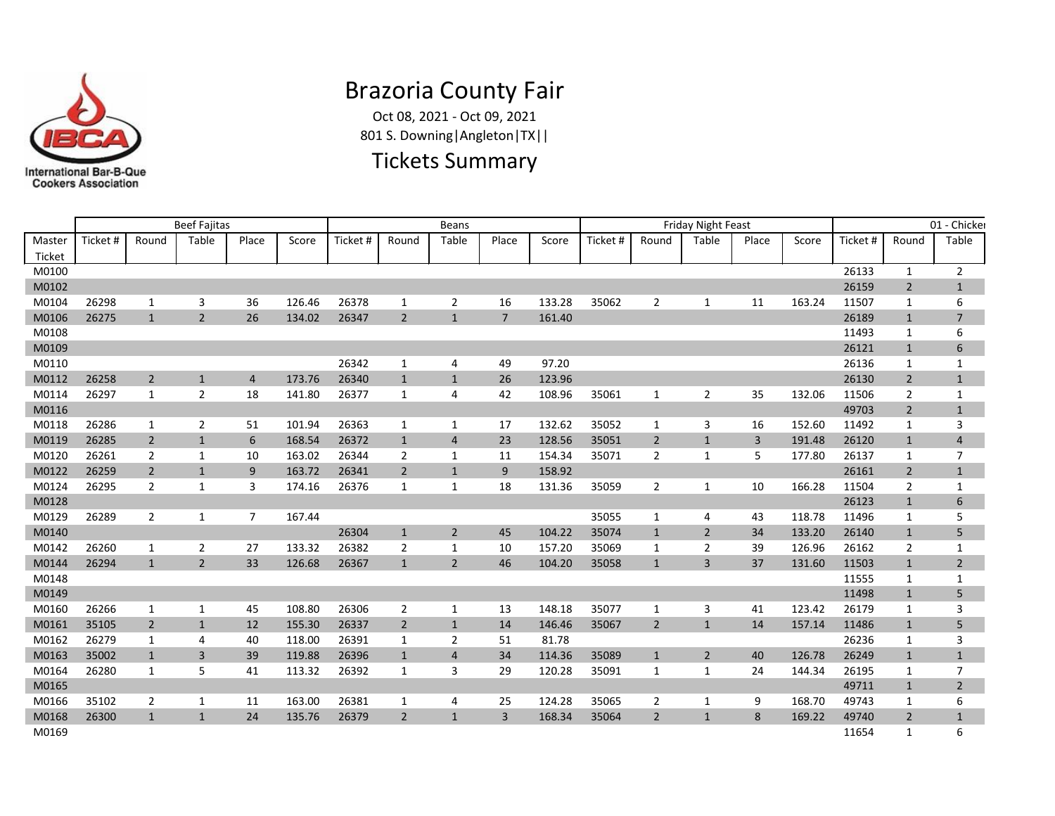# Brazoria County Fair

Oct 08, 2021 - Oct 09, 2021

801 S. Downing|Angleton|TX||

## Tickets Summary

| | Beef Fajitas | | | | | Beans | | | | | Friday Night Feast | | | | | 01 - Chicken | | |
|---|---|---|---|---|---|---|---|---|---|---|---|---|---|---|---|---|---|---|
| Master Ticket | Ticket # | Round | Table | Place | Score | Ticket # | Round | Table | Place | Score | Ticket # | Round | Table | Place | Score | Ticket # | Round | Table |
| M0100 | | | | | | | | | | | | | | | | 26133 | 1 | 2 |
| M0102 | | | | | | | | | | | | | | | | 26159 | 2 | 1 |
| M0104 | 26298 | 1 | 3 | 36 | 126.46 | 26378 | 1 | 2 | 16 | 133.28 | 35062 | 2 | 1 | 11 | 163.24 | 11507 | 1 | 6 |
| M0106 | 26275 | 1 | 2 | 26 | 134.02 | 26347 | 2 | 1 | 7 | 161.40 | | | | | | 26189 | 1 | 7 |
| M0108 | | | | | | | | | | | | | | | | 11493 | 1 | 6 |
| M0109 | | | | | | | | | | | | | | | | 26121 | 1 | 6 |
| M0110 | | | | | | 26342 | 1 | 4 | 49 | 97.20 | | | | | | 26136 | 1 | 1 |
| M0112 | 26258 | 2 | 1 | 4 | 173.76 | 26340 | 1 | 1 | 26 | 123.96 | | | | | | 26130 | 2 | 1 |
| M0114 | 26297 | 1 | 2 | 18 | 141.80 | 26377 | 1 | 4 | 42 | 108.96 | 35061 | 1 | 2 | 35 | 132.06 | 11506 | 2 | 1 |
| M0116 | | | | | | | | | | | | | | | | 49703 | 2 | 1 |
| M0118 | 26286 | 1 | 2 | 51 | 101.94 | 26363 | 1 | 1 | 17 | 132.62 | 35052 | 1 | 3 | 16 | 152.60 | 11492 | 1 | 3 |
| M0119 | 26285 | 2 | 1 | 6 | 168.54 | 26372 | 1 | 4 | 23 | 128.56 | 35051 | 2 | 1 | 3 | 191.48 | 26120 | 1 | 4 |
| M0120 | 26261 | 2 | 1 | 10 | 163.02 | 26344 | 2 | 1 | 11 | 154.34 | 35071 | 2 | 1 | 5 | 177.80 | 26137 | 1 | 7 |
| M0122 | 26259 | 2 | 1 | 9 | 163.72 | 26341 | 2 | 1 | 9 | 158.92 | | | | | | 26161 | 2 | 1 |
| M0124 | 26295 | 2 | 1 | 3 | 174.16 | 26376 | 1 | 1 | 18 | 131.36 | 35059 | 2 | 1 | 10 | 166.28 | 11504 | 2 | 1 |
| M0128 | | | | | | | | | | | | | | | | 26123 | 1 | 6 |
| M0129 | 26289 | 2 | 1 | 7 | 167.44 | | | | | | 35055 | 1 | 4 | 43 | 118.78 | 11496 | 1 | 5 |
| M0140 | | | | | | 26304 | 1 | 2 | 45 | 104.22 | 35074 | 1 | 2 | 34 | 133.20 | 26140 | 1 | 5 |
| M0142 | 26260 | 1 | 2 | 27 | 133.32 | 26382 | 2 | 1 | 10 | 157.20 | 35069 | 1 | 2 | 39 | 126.96 | 26162 | 2 | 1 |
| M0144 | 26294 | 1 | 2 | 33 | 126.68 | 26367 | 1 | 2 | 46 | 104.20 | 35058 | 1 | 3 | 37 | 131.60 | 11503 | 1 | 2 |
| M0148 | | | | | | | | | | | | | | | | 11555 | 1 | 1 |
| M0149 | | | | | | | | | | | | | | | | 11498 | 1 | 5 |
| M0160 | 26266 | 1 | 1 | 45 | 108.80 | 26306 | 2 | 1 | 13 | 148.18 | 35077 | 1 | 3 | 41 | 123.42 | 26179 | 1 | 3 |
| M0161 | 35105 | 2 | 1 | 12 | 155.30 | 26337 | 2 | 1 | 14 | 146.46 | 35067 | 2 | 1 | 14 | 157.14 | 11486 | 1 | 5 |
| M0162 | 26279 | 1 | 4 | 40 | 118.00 | 26391 | 1 | 2 | 51 | 81.78 | | | | | | 26236 | 1 | 3 |
| M0163 | 35002 | 1 | 3 | 39 | 119.88 | 26396 | 1 | 4 | 34 | 114.36 | 35089 | 1 | 2 | 40 | 126.78 | 26249 | 1 | 1 |
| M0164 | 26280 | 1 | 5 | 41 | 113.32 | 26392 | 1 | 3 | 29 | 120.28 | 35091 | 1 | 1 | 24 | 144.34 | 26195 | 1 | 7 |
| M0165 | | | | | | | | | | | | | | | | 49711 | 1 | 2 |
| M0166 | 35102 | 2 | 1 | 11 | 163.00 | 26381 | 1 | 4 | 25 | 124.28 | 35065 | 2 | 1 | 9 | 168.70 | 49743 | 1 | 6 |
| M0168 | 26300 | 1 | 1 | 24 | 135.76 | 26379 | 2 | 1 | 3 | 168.34 | 35064 | 2 | 1 | 8 | 169.22 | 49740 | 2 | 1 |
| M0169 | | | | | | | | | | | | | | | | 11654 | 1 | 6 |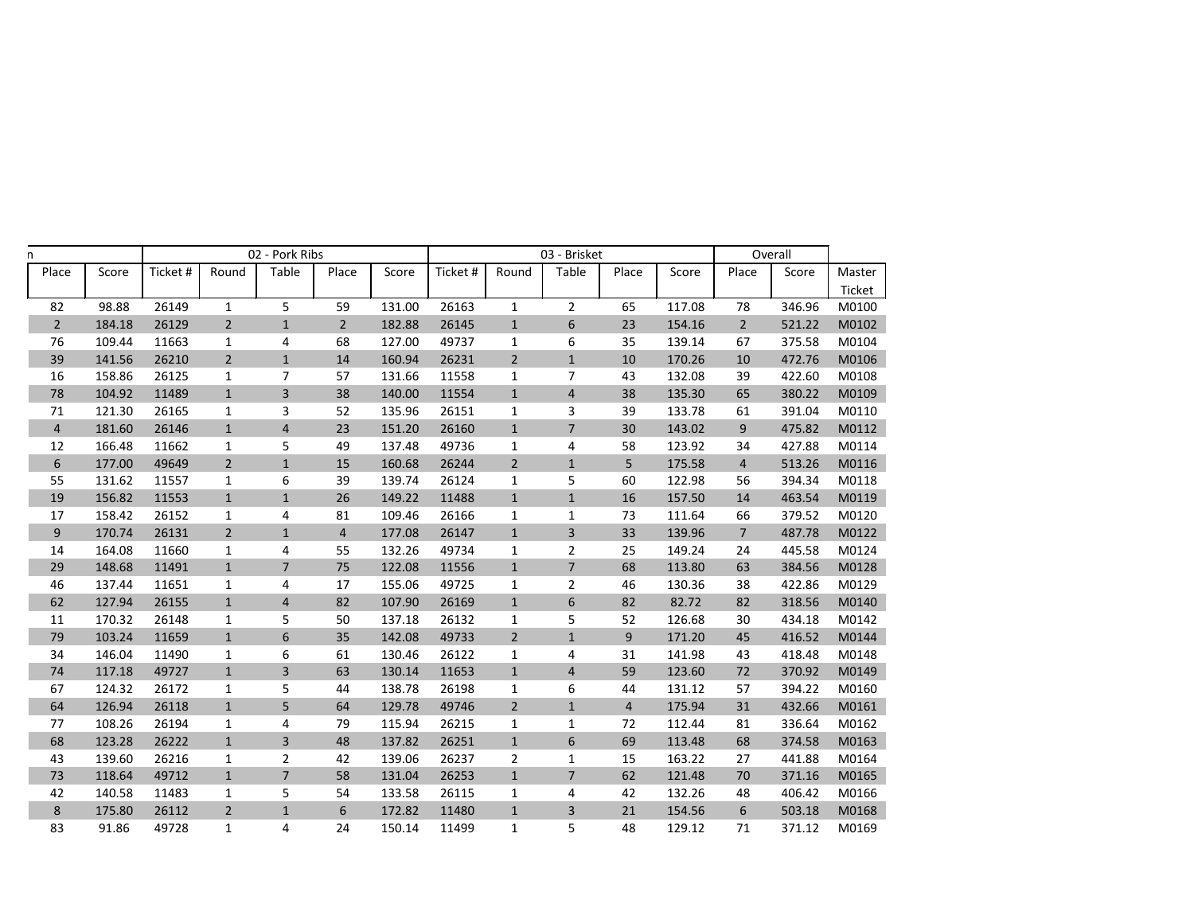| n | | 02 - Pork Ribs | | | | | 03 - Brisket | | | | | Overall | | |
|---|---|---|---|---|---|---|---|---|---|---|---|---|---|---|
| Place | Score | Ticket # | Round | Table | Place | Score | Ticket # | Round | Table | Place | Score | Place | Score | Master Ticket |
| 82 | 98.88 | 26149 | 1 | 5 | 59 | 131.00 | 26163 | 1 | 2 | 65 | 117.08 | 78 | 346.96 | M0100 |
| 2 | 184.18 | 26129 | 2 | 1 | 2 | 182.88 | 26145 | 1 | 6 | 23 | 154.16 | 2 | 521.22 | M0102 |
| 76 | 109.44 | 11663 | 1 | 4 | 68 | 127.00 | 49737 | 1 | 6 | 35 | 139.14 | 67 | 375.58 | M0104 |
| 39 | 141.56 | 26210 | 2 | 1 | 14 | 160.94 | 26231 | 2 | 1 | 10 | 170.26 | 10 | 472.76 | M0106 |
| 16 | 158.86 | 26125 | 1 | 7 | 57 | 131.66 | 11558 | 1 | 7 | 43 | 132.08 | 39 | 422.60 | M0108 |
| 78 | 104.92 | 11489 | 1 | 3 | 38 | 140.00 | 11554 | 1 | 4 | 38 | 135.30 | 65 | 380.22 | M0109 |
| 71 | 121.30 | 26165 | 1 | 3 | 52 | 135.96 | 26151 | 1 | 3 | 39 | 133.78 | 61 | 391.04 | M0110 |
| 4 | 181.60 | 26146 | 1 | 4 | 23 | 151.20 | 26160 | 1 | 7 | 30 | 143.02 | 9 | 475.82 | M0112 |
| 12 | 166.48 | 11662 | 1 | 5 | 49 | 137.48 | 49736 | 1 | 4 | 58 | 123.92 | 34 | 427.88 | M0114 |
| 6 | 177.00 | 49649 | 2 | 1 | 15 | 160.68 | 26244 | 2 | 1 | 5 | 175.58 | 4 | 513.26 | M0116 |
| 55 | 131.62 | 11557 | 1 | 6 | 39 | 139.74 | 26124 | 1 | 5 | 60 | 122.98 | 56 | 394.34 | M0118 |
| 19 | 156.82 | 11553 | 1 | 1 | 26 | 149.22 | 11488 | 1 | 1 | 16 | 157.50 | 14 | 463.54 | M0119 |
| 17 | 158.42 | 26152 | 1 | 4 | 81 | 109.46 | 26166 | 1 | 1 | 73 | 111.64 | 66 | 379.52 | M0120 |
| 9 | 170.74 | 26131 | 2 | 1 | 4 | 177.08 | 26147 | 1 | 3 | 33 | 139.96 | 7 | 487.78 | M0122 |
| 14 | 164.08 | 11660 | 1 | 4 | 55 | 132.26 | 49734 | 1 | 2 | 25 | 149.24 | 24 | 445.58 | M0124 |
| 29 | 148.68 | 11491 | 1 | 7 | 75 | 122.08 | 11556 | 1 | 7 | 68 | 113.80 | 63 | 384.56 | M0128 |
| 46 | 137.44 | 11651 | 1 | 4 | 17 | 155.06 | 49725 | 1 | 2 | 46 | 130.36 | 38 | 422.86 | M0129 |
| 62 | 127.94 | 26155 | 1 | 4 | 82 | 107.90 | 26169 | 1 | 6 | 82 | 82.72 | 82 | 318.56 | M0140 |
| 11 | 170.32 | 26148 | 1 | 5 | 50 | 137.18 | 26132 | 1 | 5 | 52 | 126.68 | 30 | 434.18 | M0142 |
| 79 | 103.24 | 11659 | 1 | 6 | 35 | 142.08 | 49733 | 2 | 1 | 9 | 171.20 | 45 | 416.52 | M0144 |
| 34 | 146.04 | 11490 | 1 | 6 | 61 | 130.46 | 26122 | 1 | 4 | 31 | 141.98 | 43 | 418.48 | M0148 |
| 74 | 117.18 | 49727 | 1 | 3 | 63 | 130.14 | 11653 | 1 | 4 | 59 | 123.60 | 72 | 370.92 | M0149 |
| 67 | 124.32 | 26172 | 1 | 5 | 44 | 138.78 | 26198 | 1 | 6 | 44 | 131.12 | 57 | 394.22 | M0160 |
| 64 | 126.94 | 26118 | 1 | 5 | 64 | 129.78 | 49746 | 2 | 1 | 4 | 175.94 | 31 | 432.66 | M0161 |
| 77 | 108.26 | 26194 | 1 | 4 | 79 | 115.94 | 26215 | 1 | 1 | 72 | 112.44 | 81 | 336.64 | M0162 |
| 68 | 123.28 | 26222 | 1 | 3 | 48 | 137.82 | 26251 | 1 | 6 | 69 | 113.48 | 68 | 374.58 | M0163 |
| 43 | 139.60 | 26216 | 1 | 2 | 42 | 139.06 | 26237 | 2 | 1 | 15 | 163.22 | 27 | 441.88 | M0164 |
| 73 | 118.64 | 49712 | 1 | 7 | 58 | 131.04 | 26253 | 1 | 7 | 62 | 121.48 | 70 | 371.16 | M0165 |
| 42 | 140.58 | 11483 | 1 | 5 | 54 | 133.58 | 26115 | 1 | 4 | 42 | 132.26 | 48 | 406.42 | M0166 |
| 8 | 175.80 | 26112 | 2 | 1 | 6 | 172.82 | 11480 | 1 | 3 | 21 | 154.56 | 6 | 503.18 | M0168 |
| 83 | 91.86 | 49728 | 1 | 4 | 24 | 150.14 | 11499 | 1 | 5 | 48 | 129.12 | 71 | 371.12 | M0169 |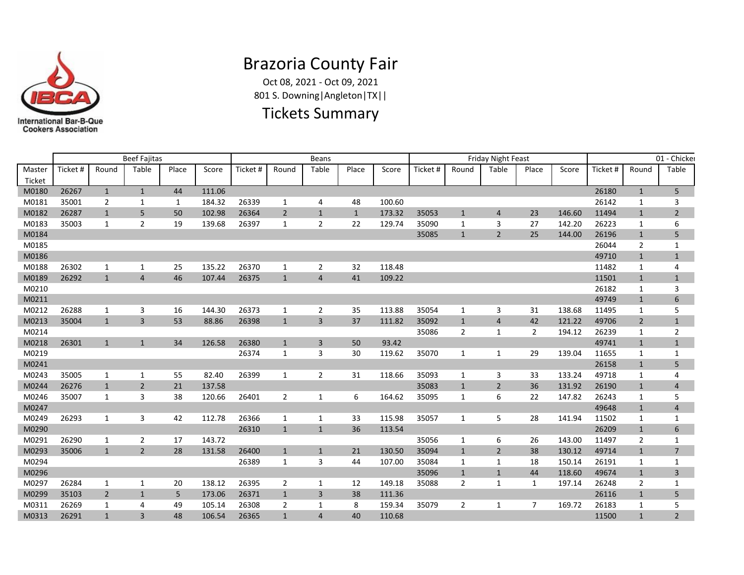# Brazoria County Fair

Oct 08, 2021 - Oct 09, 2021

801 S. Downing|Angleton|TX||

## Tickets Summary

| | Beef Fajitas | | | | | Beans | | | | | Friday Night Feast | | | | | 01 - Chicken | | |
|---|---|---|---|---|---|---|---|---|---|---|---|---|---|---|---|---|---|---|
| Master Ticket | Ticket # | Round | Table | Place | Score | Ticket # | Round | Table | Place | Score | Ticket # | Round | Table | Place | Score | Ticket # | Round | Table |
| M0180 | 26267 | 1 | 1 | 44 | 111.06 | | | | | | | | | | | 26180 | 1 | 5 |
| M0181 | 35001 | 2 | 1 | 1 | 184.32 | 26339 | 1 | 4 | 48 | 100.60 | | | | | | 26142 | 1 | 3 |
| M0182 | 26287 | 1 | 5 | 50 | 102.98 | 26364 | 2 | 1 | 1 | 173.32 | 35053 | 1 | 4 | 23 | 146.60 | 11494 | 1 | 2 |
| M0183 | 35003 | 1 | 2 | 19 | 139.68 | 26397 | 1 | 2 | 22 | 129.74 | 35090 | 1 | 3 | 27 | 142.20 | 26223 | 1 | 6 |
| M0184 | | | | | | | | | | | 35085 | 1 | 2 | 25 | 144.00 | 26196 | 1 | 5 |
| M0185 | | | | | | | | | | | | | | | | 26044 | 2 | 1 |
| M0186 | | | | | | | | | | | | | | | | 49710 | 1 | 1 |
| M0188 | 26302 | 1 | 1 | 25 | 135.22 | 26370 | 1 | 2 | 32 | 118.48 | | | | | | 11482 | 1 | 4 |
| M0189 | 26292 | 1 | 4 | 46 | 107.44 | 26375 | 1 | 4 | 41 | 109.22 | | | | | | 11501 | 1 | 1 |
| M0210 | | | | | | | | | | | | | | | | 26182 | 1 | 3 |
| M0211 | | | | | | | | | | | | | | | | 49749 | 1 | 6 |
| M0212 | 26288 | 1 | 3 | 16 | 144.30 | 26373 | 1 | 2 | 35 | 113.88 | 35054 | 1 | 3 | 31 | 138.68 | 11495 | 1 | 5 |
| M0213 | 35004 | 1 | 3 | 53 | 88.86 | 26398 | 1 | 3 | 37 | 111.82 | 35092 | 1 | 4 | 42 | 121.22 | 49706 | 2 | 1 |
| M0214 | | | | | | | | | | | 35086 | 2 | 1 | 2 | 194.12 | 26239 | 1 | 2 |
| M0218 | 26301 | 1 | 1 | 34 | 126.58 | 26380 | 1 | 3 | 50 | 93.42 | | | | | | 49741 | 1 | 1 |
| M0219 | | | | | | 26374 | 1 | 3 | 30 | 119.62 | 35070 | 1 | 1 | 29 | 139.04 | 11655 | 1 | 1 |
| M0241 | | | | | | | | | | | | | | | | 26158 | 1 | 5 |
| M0243 | 35005 | 1 | 1 | 55 | 82.40 | 26399 | 1 | 2 | 31 | 118.66 | 35093 | 1 | 3 | 33 | 133.24 | 49718 | 1 | 4 |
| M0244 | 26276 | 1 | 2 | 21 | 137.58 | | | | | | 35083 | 1 | 2 | 36 | 131.92 | 26190 | 1 | 4 |
| M0246 | 35007 | 1 | 3 | 38 | 120.66 | 26401 | 2 | 1 | 6 | 164.62 | 35095 | 1 | 6 | 22 | 147.82 | 26243 | 1 | 5 |
| M0247 | | | | | | | | | | | | | | | | 49648 | 1 | 4 |
| M0249 | 26293 | 1 | 3 | 42 | 112.78 | 26366 | 1 | 1 | 33 | 115.98 | 35057 | 1 | 5 | 28 | 141.94 | 11502 | 1 | 1 |
| M0290 | | | | | | 26310 | 1 | 1 | 36 | 113.54 | | | | | | 26209 | 1 | 6 |
| M0291 | 26290 | 1 | 2 | 17 | 143.72 | | | | | | 35056 | 1 | 6 | 26 | 143.00 | 11497 | 2 | 1 |
| M0293 | 35006 | 1 | 2 | 28 | 131.58 | 26400 | 1 | 1 | 21 | 130.50 | 35094 | 1 | 2 | 38 | 130.12 | 49714 | 1 | 7 |
| M0294 | | | | | | 26389 | 1 | 3 | 44 | 107.00 | 35084 | 1 | 1 | 18 | 150.14 | 26191 | 1 | 1 |
| M0296 | | | | | | | | | | | 35096 | 1 | 1 | 44 | 118.60 | 49674 | 1 | 3 |
| M0297 | 26284 | 1 | 1 | 20 | 138.12 | 26395 | 2 | 1 | 12 | 149.18 | 35088 | 2 | 1 | 1 | 197.14 | 26248 | 2 | 1 |
| M0299 | 35103 | 2 | 1 | 5 | 173.06 | 26371 | 1 | 3 | 38 | 111.36 | | | | | | 26116 | 1 | 5 |
| M0311 | 26269 | 1 | 4 | 49 | 105.14 | 26308 | 2 | 1 | 8 | 159.34 | 35079 | 2 | 1 | 7 | 169.72 | 26183 | 1 | 5 |
| M0313 | 26291 | 1 | 3 | 48 | 106.54 | 26365 | 1 | 4 | 40 | 110.68 | | | | | | 11500 | 1 | 2 |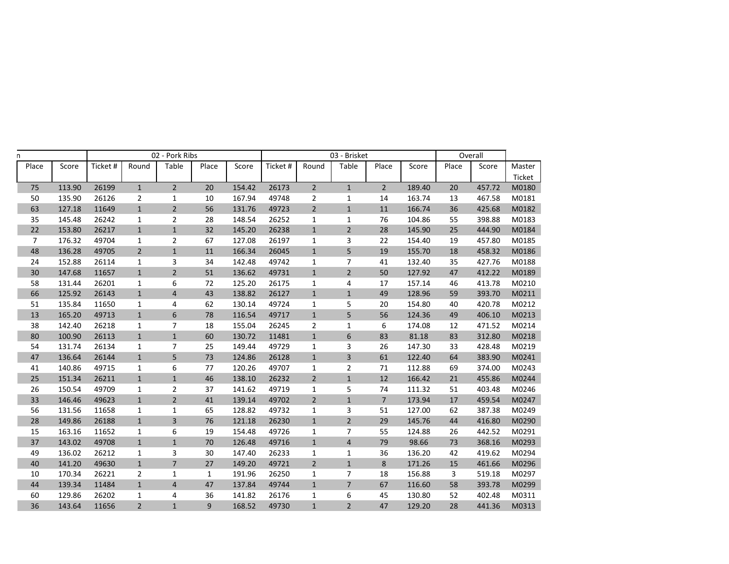| n | | 02 - Pork Ribs | | | | | 03 - Brisket | | | | | Overall | | |
|---|---|---|---|---|---|---|---|---|---|---|---|---|---|---|
| Place | Score | Ticket # | Round | Table | Place | Score | Ticket # | Round | Table | Place | Score | Place | Score | Master Ticket |
| 75 | 113.90 | 26199 | 1 | 2 | 20 | 154.42 | 26173 | 2 | 1 | 2 | 189.40 | 20 | 457.72 | M0180 |
| 50 | 135.90 | 26126 | 2 | 1 | 10 | 167.94 | 49748 | 2 | 1 | 14 | 163.74 | 13 | 467.58 | M0181 |
| 63 | 127.18 | 11649 | 1 | 2 | 56 | 131.76 | 49723 | 2 | 1 | 11 | 166.74 | 36 | 425.68 | M0182 |
| 35 | 145.48 | 26242 | 1 | 2 | 28 | 148.54 | 26252 | 1 | 1 | 76 | 104.86 | 55 | 398.88 | M0183 |
| 22 | 153.80 | 26217 | 1 | 1 | 32 | 145.20 | 26238 | 1 | 2 | 28 | 145.90 | 25 | 444.90 | M0184 |
| 7 | 176.32 | 49704 | 1 | 2 | 67 | 127.08 | 26197 | 1 | 3 | 22 | 154.40 | 19 | 457.80 | M0185 |
| 48 | 136.28 | 49705 | 2 | 1 | 11 | 166.34 | 26045 | 1 | 5 | 19 | 155.70 | 18 | 458.32 | M0186 |
| 24 | 152.88 | 26114 | 1 | 3 | 34 | 142.48 | 49742 | 1 | 7 | 41 | 132.40 | 35 | 427.76 | M0188 |
| 30 | 147.68 | 11657 | 1 | 2 | 51 | 136.62 | 49731 | 1 | 2 | 50 | 127.92 | 47 | 412.22 | M0189 |
| 58 | 131.44 | 26201 | 1 | 6 | 72 | 125.20 | 26175 | 1 | 4 | 17 | 157.14 | 46 | 413.78 | M0210 |
| 66 | 125.92 | 26143 | 1 | 4 | 43 | 138.82 | 26127 | 1 | 1 | 49 | 128.96 | 59 | 393.70 | M0211 |
| 51 | 135.84 | 11650 | 1 | 4 | 62 | 130.14 | 49724 | 1 | 5 | 20 | 154.80 | 40 | 420.78 | M0212 |
| 13 | 165.20 | 49713 | 1 | 6 | 78 | 116.54 | 49717 | 1 | 5 | 56 | 124.36 | 49 | 406.10 | M0213 |
| 38 | 142.40 | 26218 | 1 | 7 | 18 | 155.04 | 26245 | 2 | 1 | 6 | 174.08 | 12 | 471.52 | M0214 |
| 80 | 100.90 | 26113 | 1 | 1 | 60 | 130.72 | 11481 | 1 | 6 | 83 | 81.18 | 83 | 312.80 | M0218 |
| 54 | 131.74 | 26134 | 1 | 7 | 25 | 149.44 | 49729 | 1 | 3 | 26 | 147.30 | 33 | 428.48 | M0219 |
| 47 | 136.64 | 26144 | 1 | 5 | 73 | 124.86 | 26128 | 1 | 3 | 61 | 122.40 | 64 | 383.90 | M0241 |
| 41 | 140.86 | 49715 | 1 | 6 | 77 | 120.26 | 49707 | 1 | 2 | 71 | 112.88 | 69 | 374.00 | M0243 |
| 25 | 151.34 | 26211 | 1 | 1 | 46 | 138.10 | 26232 | 2 | 1 | 12 | 166.42 | 21 | 455.86 | M0244 |
| 26 | 150.54 | 49709 | 1 | 2 | 37 | 141.62 | 49719 | 1 | 5 | 74 | 111.32 | 51 | 403.48 | M0246 |
| 33 | 146.46 | 49623 | 1 | 2 | 41 | 139.14 | 49702 | 2 | 1 | 7 | 173.94 | 17 | 459.54 | M0247 |
| 56 | 131.56 | 11658 | 1 | 1 | 65 | 128.82 | 49732 | 1 | 3 | 51 | 127.00 | 62 | 387.38 | M0249 |
| 28 | 149.86 | 26188 | 1 | 3 | 76 | 121.18 | 26230 | 1 | 2 | 29 | 145.76 | 44 | 416.80 | M0290 |
| 15 | 163.16 | 11652 | 1 | 6 | 19 | 154.48 | 49726 | 1 | 7 | 55 | 124.88 | 26 | 442.52 | M0291 |
| 37 | 143.02 | 49708 | 1 | 1 | 70 | 126.48 | 49716 | 1 | 4 | 79 | 98.66 | 73 | 368.16 | M0293 |
| 49 | 136.02 | 26212 | 1 | 3 | 30 | 147.40 | 26233 | 1 | 1 | 36 | 136.20 | 42 | 419.62 | M0294 |
| 40 | 141.20 | 49630 | 1 | 7 | 27 | 149.20 | 49721 | 2 | 1 | 8 | 171.26 | 15 | 461.66 | M0296 |
| 10 | 170.34 | 26221 | 2 | 1 | 1 | 191.96 | 26250 | 1 | 7 | 18 | 156.88 | 3 | 519.18 | M0297 |
| 44 | 139.34 | 11484 | 1 | 4 | 47 | 137.84 | 49744 | 1 | 7 | 67 | 116.60 | 58 | 393.78 | M0299 |
| 60 | 129.86 | 26202 | 1 | 4 | 36 | 141.82 | 26176 | 1 | 6 | 45 | 130.80 | 52 | 402.48 | M0311 |
| 36 | 143.64 | 11656 | 2 | 1 | 9 | 168.52 | 49730 | 1 | 2 | 47 | 129.20 | 28 | 441.36 | M0313 |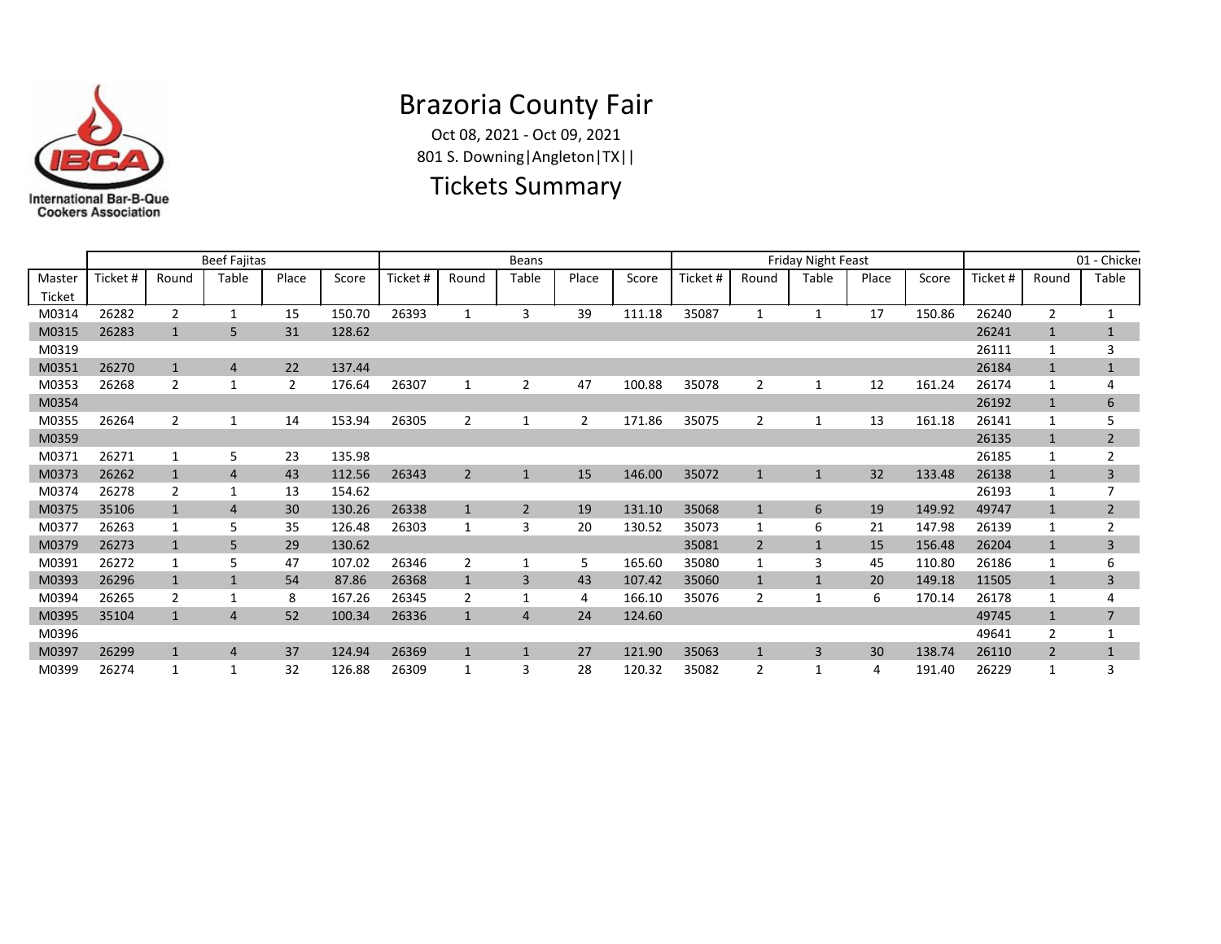# Brazoria County Fair

Oct 08, 2021 - Oct 09, 2021

801 S. Downing|Angleton|TX||

## Tickets Summary

| | Beef Fajitas | | | | | Beans | | | | | Friday Night Feast | | | | | 01 - Chicken | | |
|---|---|---|---|---|---|---|---|---|---|---|---|---|---|---|---|---|---|---|
| Master Ticket | Ticket # | Round | Table | Place | Score | Ticket # | Round | Table | Place | Score | Ticket # | Round | Table | Place | Score | Ticket # | Round | Table |
| M0314 | 26282 | 2 | 1 | 15 | 150.70 | 26393 | 1 | 3 | 39 | 111.18 | 35087 | 1 | 1 | 17 | 150.86 | 26240 | 2 | 1 |
| M0315 | 26283 | 1 | 5 | 31 | 128.62 | | | | | | | | | | | 26241 | 1 | 1 |
| M0319 | | | | | | | | | | | | | | | | 26111 | 1 | 3 |
| M0351 | 26270 | 1 | 4 | 22 | 137.44 | | | | | | | | | | | 26184 | 1 | 1 |
| M0353 | 26268 | 2 | 1 | 2 | 176.64 | 26307 | 1 | 2 | 47 | 100.88 | 35078 | 2 | 1 | 12 | 161.24 | 26174 | 1 | 4 |
| M0354 | | | | | | | | | | | | | | | | 26192 | 1 | 6 |
| M0355 | 26264 | 2 | 1 | 14 | 153.94 | 26305 | 2 | 1 | 2 | 171.86 | 35075 | 2 | 1 | 13 | 161.18 | 26141 | 1 | 5 |
| M0359 | | | | | | | | | | | | | | | | 26135 | 1 | 2 |
| M0371 | 26271 | 1 | 5 | 23 | 135.98 | | | | | | | | | | | 26185 | 1 | 2 |
| M0373 | 26262 | 1 | 4 | 43 | 112.56 | 26343 | 2 | 1 | 15 | 146.00 | 35072 | 1 | 1 | 32 | 133.48 | 26138 | 1 | 3 |
| M0374 | 26278 | 2 | 1 | 13 | 154.62 | | | | | | | | | | | 26193 | 1 | 7 |
| M0375 | 35106 | 1 | 4 | 30 | 130.26 | 26338 | 1 | 2 | 19 | 131.10 | 35068 | 1 | 6 | 19 | 149.92 | 49747 | 1 | 2 |
| M0377 | 26263 | 1 | 5 | 35 | 126.48 | 26303 | 1 | 3 | 20 | 130.52 | 35073 | 1 | 6 | 21 | 147.98 | 26139 | 1 | 2 |
| M0379 | 26273 | 1 | 5 | 29 | 130.62 | | | | | | 35081 | 2 | 1 | 15 | 156.48 | 26204 | 1 | 3 |
| M0391 | 26272 | 1 | 5 | 47 | 107.02 | 26346 | 2 | 1 | 5 | 165.60 | 35080 | 1 | 3 | 45 | 110.80 | 26186 | 1 | 6 |
| M0393 | 26296 | 1 | 1 | 54 | 87.86 | 26368 | 1 | 3 | 43 | 107.42 | 35060 | 1 | 1 | 20 | 149.18 | 11505 | 1 | 3 |
| M0394 | 26265 | 2 | 1 | 8 | 167.26 | 26345 | 2 | 1 | 4 | 166.10 | 35076 | 2 | 1 | 6 | 170.14 | 26178 | 1 | 4 |
| M0395 | 35104 | 1 | 4 | 52 | 100.34 | 26336 | 1 | 4 | 24 | 124.60 | | | | | | 49745 | 1 | 7 |
| M0396 | | | | | | | | | | | | | | | | 49641 | 2 | 1 |
| M0397 | 26299 | 1 | 4 | 37 | 124.94 | 26369 | 1 | 1 | 27 | 121.90 | 35063 | 1 | 3 | 30 | 138.74 | 26110 | 2 | 1 |
| M0399 | 26274 | 1 | 1 | 32 | 126.88 | 26309 | 1 | 3 | 28 | 120.32 | 35082 | 2 | 1 | 4 | 191.40 | 26229 | 1 | 3 |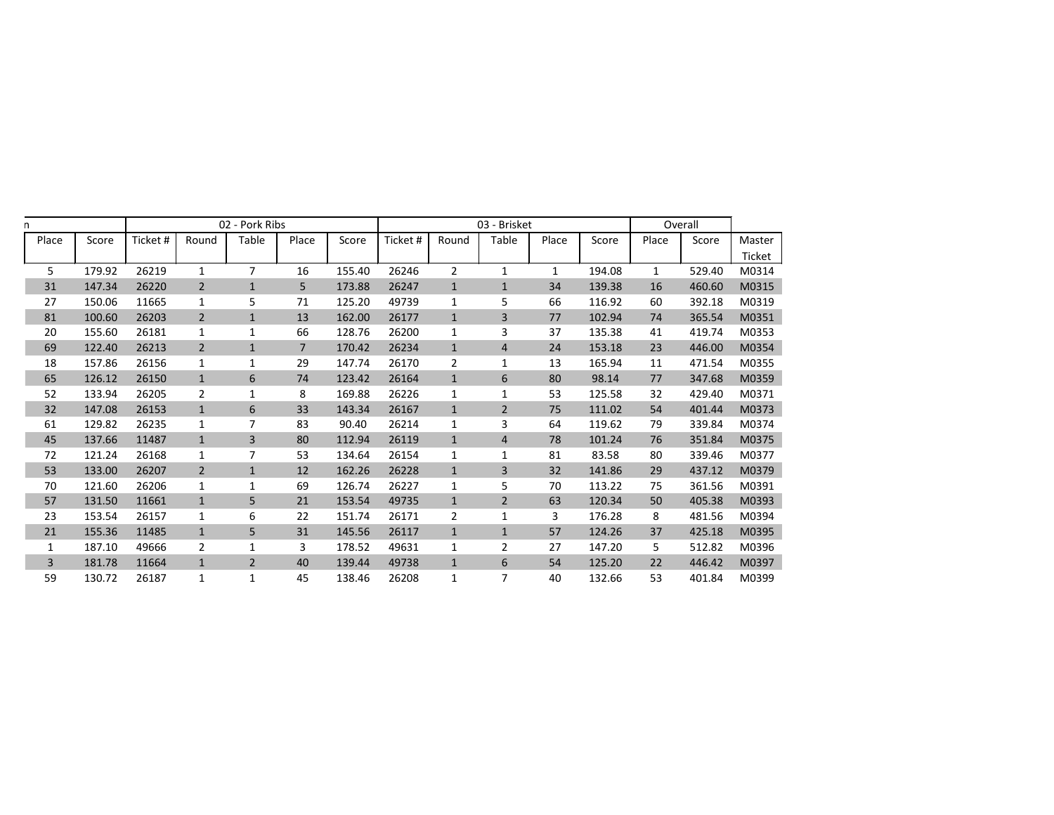| n | | 02 - Pork Ribs | | | | | 03 - Brisket | | | | | Overall | | |
|---|---|---|---|---|---|---|---|---|---|---|---|---|---|---|
| Place | Score | Ticket # | Round | Table | Place | Score | Ticket # | Round | Table | Place | Score | Place | Score | Master Ticket |
| 5 | 179.92 | 26219 | 1 | 7 | 16 | 155.40 | 26246 | 2 | 1 | 1 | 194.08 | 1 | 529.40 | M0314 |
| 31 | 147.34 | 26220 | 2 | 1 | 5 | 173.88 | 26247 | 1 | 1 | 34 | 139.38 | 16 | 460.60 | M0315 |
| 27 | 150.06 | 11665 | 1 | 5 | 71 | 125.20 | 49739 | 1 | 5 | 66 | 116.92 | 60 | 392.18 | M0319 |
| 81 | 100.60 | 26203 | 2 | 1 | 13 | 162.00 | 26177 | 1 | 3 | 77 | 102.94 | 74 | 365.54 | M0351 |
| 20 | 155.60 | 26181 | 1 | 1 | 66 | 128.76 | 26200 | 1 | 3 | 37 | 135.38 | 41 | 419.74 | M0353 |
| 69 | 122.40 | 26213 | 2 | 1 | 7 | 170.42 | 26234 | 1 | 4 | 24 | 153.18 | 23 | 446.00 | M0354 |
| 18 | 157.86 | 26156 | 1 | 1 | 29 | 147.74 | 26170 | 2 | 1 | 13 | 165.94 | 11 | 471.54 | M0355 |
| 65 | 126.12 | 26150 | 1 | 6 | 74 | 123.42 | 26164 | 1 | 6 | 80 | 98.14 | 77 | 347.68 | M0359 |
| 52 | 133.94 | 26205 | 2 | 1 | 8 | 169.88 | 26226 | 1 | 1 | 53 | 125.58 | 32 | 429.40 | M0371 |
| 32 | 147.08 | 26153 | 1 | 6 | 33 | 143.34 | 26167 | 1 | 2 | 75 | 111.02 | 54 | 401.44 | M0373 |
| 61 | 129.82 | 26235 | 1 | 7 | 83 | 90.40 | 26214 | 1 | 3 | 64 | 119.62 | 79 | 339.84 | M0374 |
| 45 | 137.66 | 11487 | 1 | 3 | 80 | 112.94 | 26119 | 1 | 4 | 78 | 101.24 | 76 | 351.84 | M0375 |
| 72 | 121.24 | 26168 | 1 | 7 | 53 | 134.64 | 26154 | 1 | 1 | 81 | 83.58 | 80 | 339.46 | M0377 |
| 53 | 133.00 | 26207 | 2 | 1 | 12 | 162.26 | 26228 | 1 | 3 | 32 | 141.86 | 29 | 437.12 | M0379 |
| 70 | 121.60 | 26206 | 1 | 1 | 69 | 126.74 | 26227 | 1 | 5 | 70 | 113.22 | 75 | 361.56 | M0391 |
| 57 | 131.50 | 11661 | 1 | 5 | 21 | 153.54 | 49735 | 1 | 2 | 63 | 120.34 | 50 | 405.38 | M0393 |
| 23 | 153.54 | 26157 | 1 | 6 | 22 | 151.74 | 26171 | 2 | 1 | 3 | 176.28 | 8 | 481.56 | M0394 |
| 21 | 155.36 | 11485 | 1 | 5 | 31 | 145.56 | 26117 | 1 | 1 | 57 | 124.26 | 37 | 425.18 | M0395 |
| 1 | 187.10 | 49666 | 2 | 1 | 3 | 178.52 | 49631 | 1 | 2 | 27 | 147.20 | 5 | 512.82 | M0396 |
| 3 | 181.78 | 11664 | 1 | 2 | 40 | 139.44 | 49738 | 1 | 6 | 54 | 125.20 | 22 | 446.42 | M0397 |
| 59 | 130.72 | 26187 | 1 | 1 | 45 | 138.46 | 26208 | 1 | 7 | 40 | 132.66 | 53 | 401.84 | M0399 |